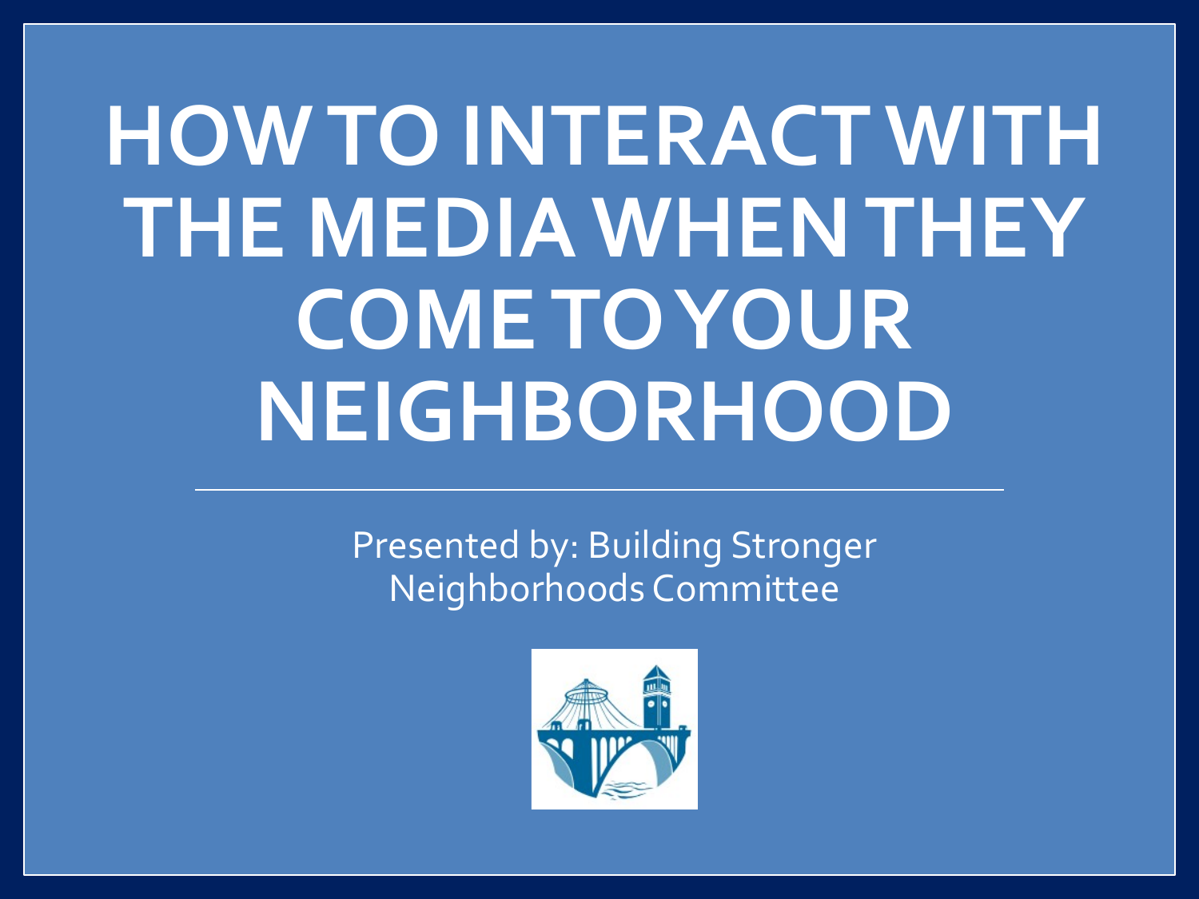# HOW TO INTERACT WITH THE MEDIA WHEN THEY COME TO YOUR NEIGHBORHOOD

Presented by: Building Stronger Neighborhoods Committee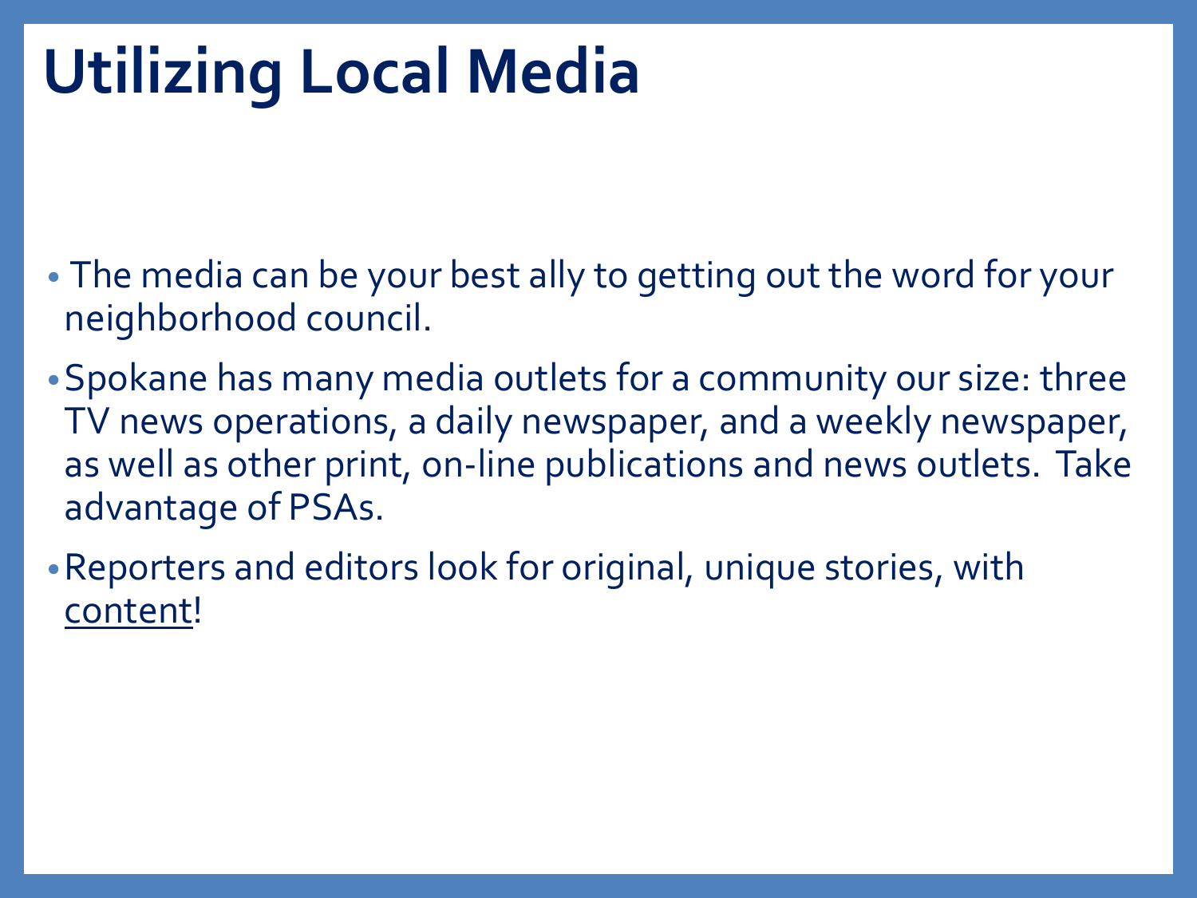# Utilizing Local Media

- The media can be your best ally to getting out the word for your neighborhood council.
- Spokane has many media outlets for a community our size: three TV news operations, a daily newspaper, and a weekly newspaper, as well as other print, on-line publications and news outlets. Take advantage of PSAs.
- Reporters and editors look for original, unique stories, with <u>content</u>!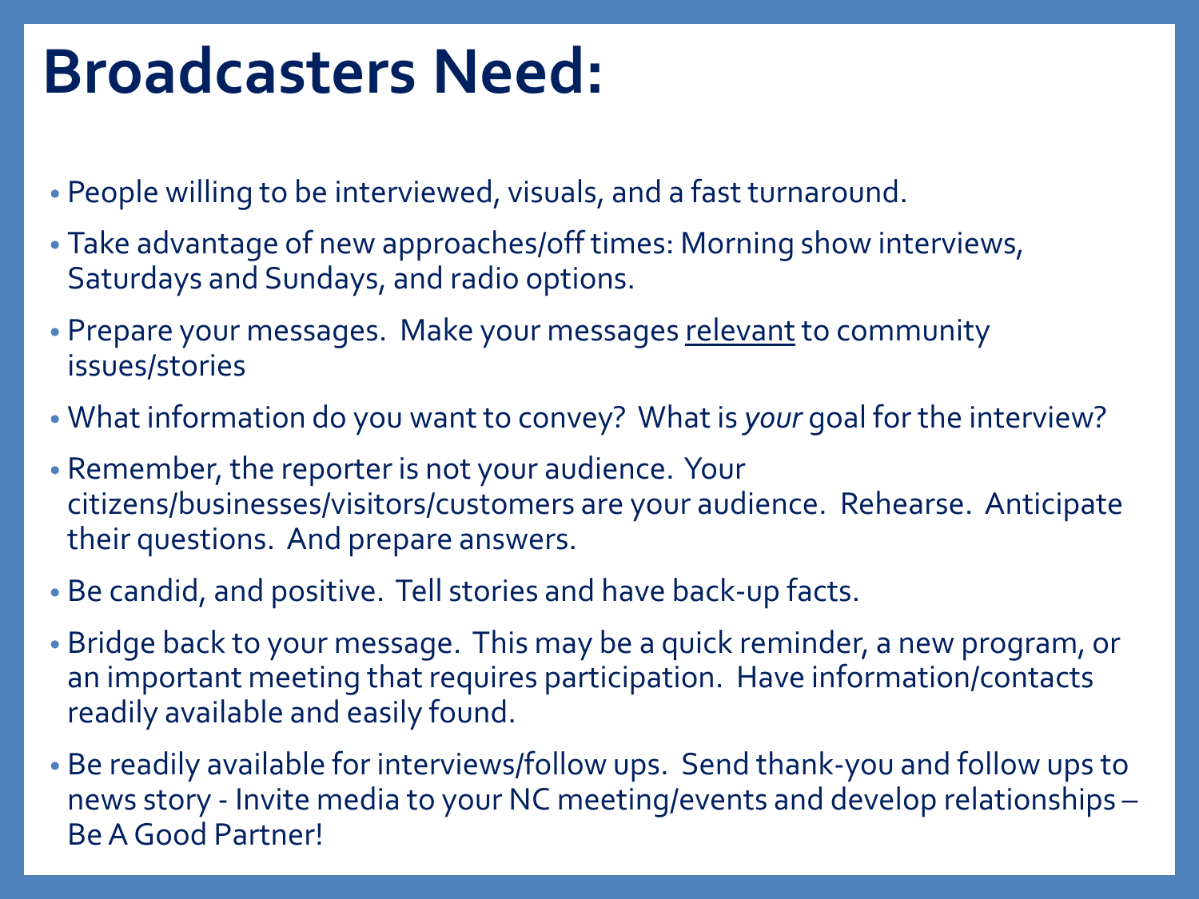# Broadcasters Need:

- People willing to be interviewed, visuals, and a fast turnaround.
- Take advantage of new approaches/off times: Morning show interviews, Saturdays and Sundays, and radio options.
- Prepare your messages. Make your messages <u>relevant</u> to community issues/stories
- What information do you want to convey? What is *your* goal for the interview?
- Remember, the reporter is not your audience. Your citizens/businesses/visitors/customers are your audience. Rehearse. Anticipate their questions. And prepare answers.
- Be candid, and positive. Tell stories and have back-up facts.
- Bridge back to your message. This may be a quick reminder, a new program, or an important meeting that requires participation. Have information/contacts readily available and easily found.
- Be readily available for interviews/follow ups. Send thank-you and follow ups to news story - Invite media to your NC meeting/events and develop relationships – Be A Good Partner!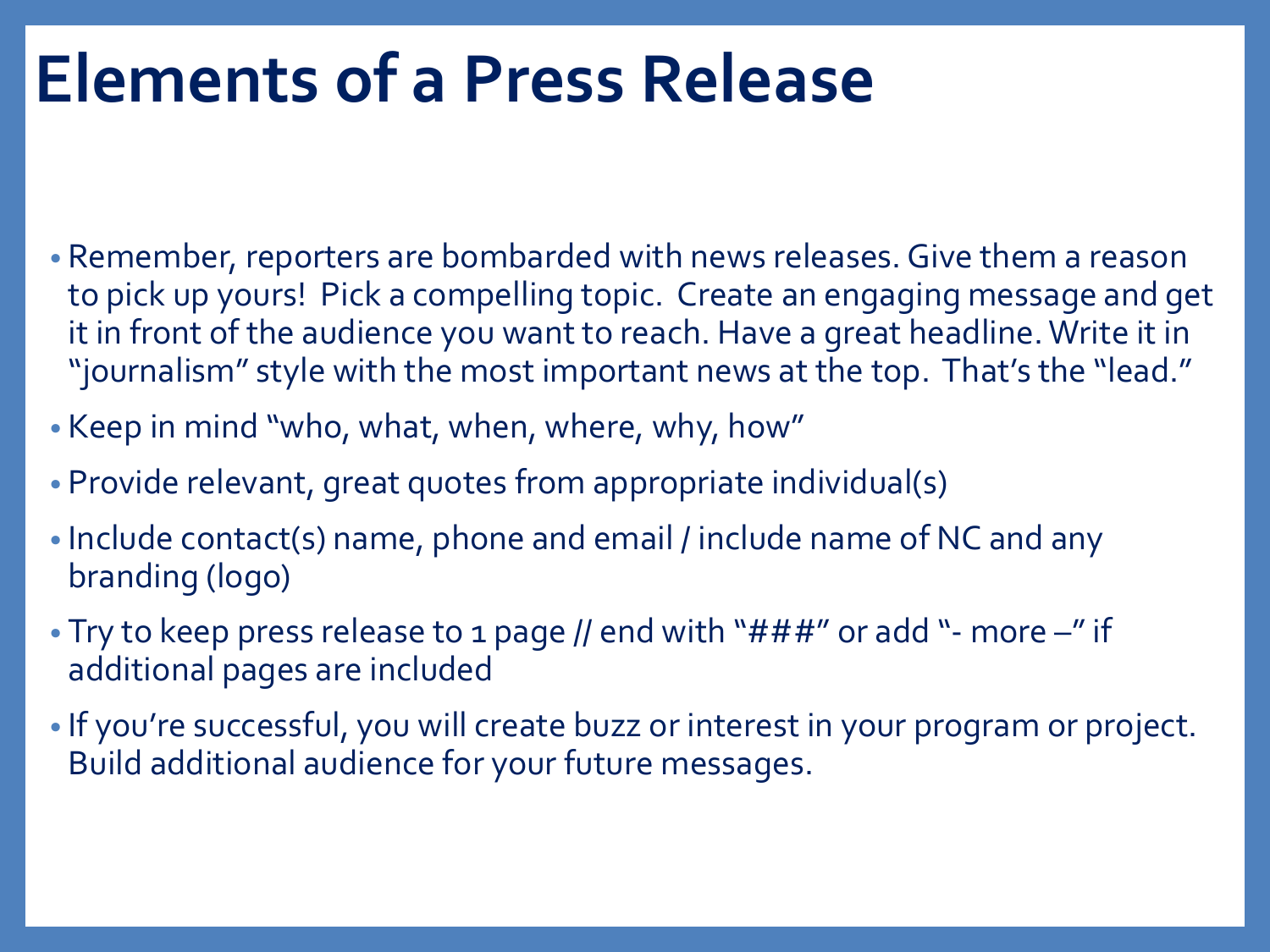# Elements of a Press Release

- Remember, reporters are bombarded with news releases. Give them a reason to pick up yours! Pick a compelling topic. Create an engaging message and get it in front of the audience you want to reach. Have a great headline. Write it in "journalism" style with the most important news at the top. That's the "lead."
- Keep in mind "who, what, when, where, why, how"
- Provide relevant, great quotes from appropriate individual(s)
- Include contact(s) name, phone and email / include name of NC and any branding (logo)
- Try to keep press release to 1 page // end with "###" or add "- more –" if additional pages are included
- If you're successful, you will create buzz or interest in your program or project. Build additional audience for your future messages.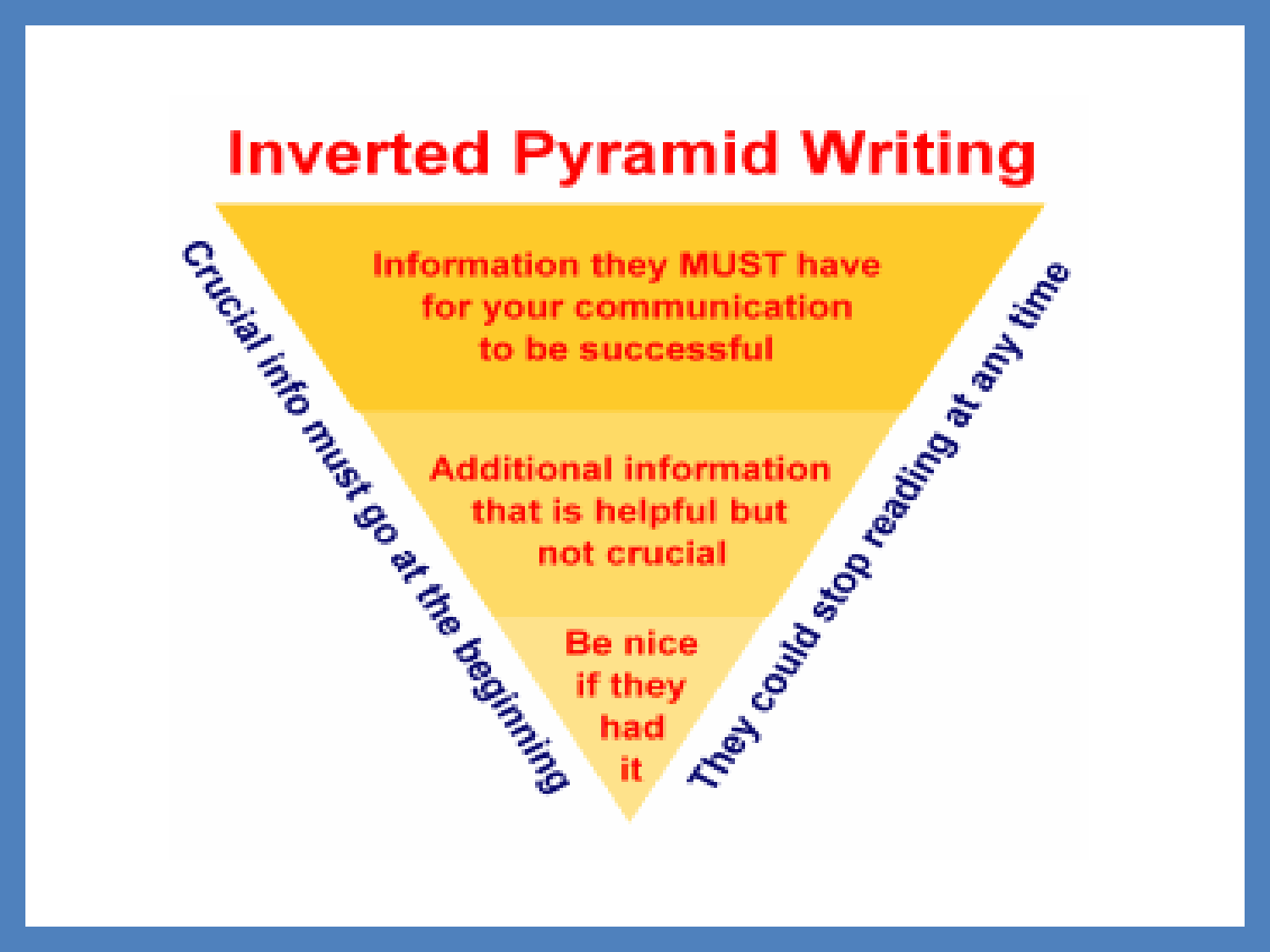# Inverted Pyramid Writing

Information they MUST have for your communication to be successful

Additional information that is helpful but not crucial

Be nice if they had it

Crucial info must go at the beginning

They could stop reading at any time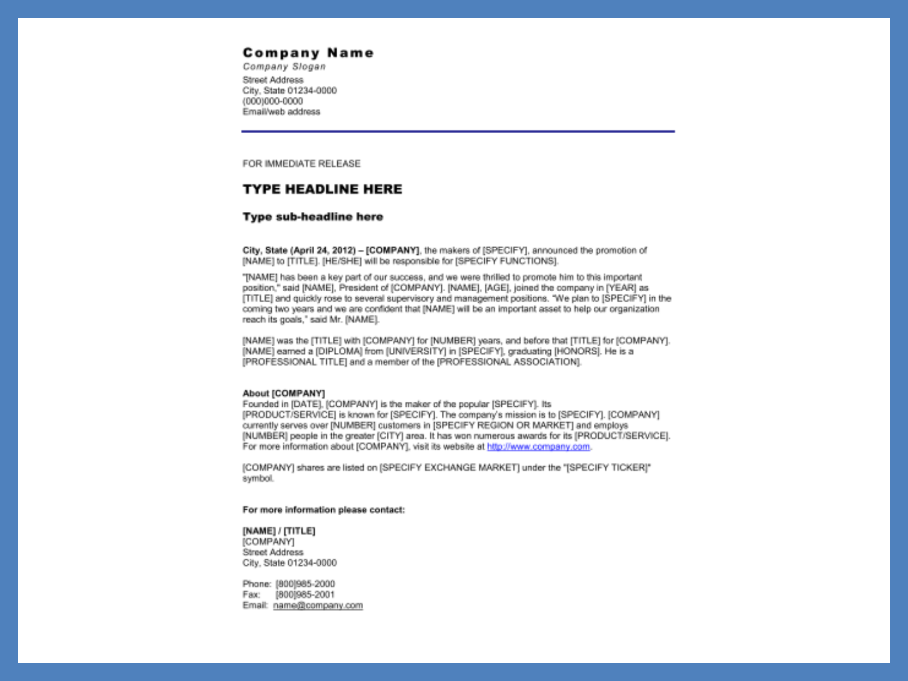**Company Name**

*Company Slogan*

Street Address
City, State 01234-0000
(000)000-0000
Email/web address

---

FOR IMMEDIATE RELEASE

# TYPE HEADLINE HERE

### Type sub-headline here

**City, State (April 24, 2012) – [COMPANY]**, the makers of [SPECIFY], announced the promotion of [NAME] to [TITLE]. [HE/SHE] will be responsible for [SPECIFY FUNCTIONS].

"[NAME] has been a key part of our success, and we were thrilled to promote him to this important position," said [NAME], President of [COMPANY]. [NAME], [AGE], joined the company in [YEAR] as [TITLE] and quickly rose to several supervisory and management positions. "We plan to [SPECIFY] in the coming two years and we are confident that [NAME] will be an important asset to help our organization reach its goals," said Mr. [NAME].

[NAME] was the [TITLE] with [COMPANY] for [NUMBER] years, and before that [TITLE] for [COMPANY]. [NAME] earned a [DIPLOMA] from [UNIVERSITY] in [SPECIFY], graduating [HONORS]. He is a [PROFESSIONAL TITLE] and a member of the [PROFESSIONAL ASSOCIATION].

**About [COMPANY]**
Founded in [DATE], [COMPANY] is the maker of the popular [SPECIFY]. Its [PRODUCT/SERVICE] is known for [SPECIFY]. The company's mission is to [SPECIFY]. [COMPANY] currently serves over [NUMBER] customers in [SPECIFY REGION OR MARKET] and employs [NUMBER] people in the greater [CITY] area. It has won numerous awards for its [PRODUCT/SERVICE]. For more information about [COMPANY], visit its website at http://www.company.com.

[COMPANY] shares are listed on [SPECIFY EXCHANGE MARKET] under the "[SPECIFY TICKER]" symbol.

**For more information please contact:**

**[NAME] / [TITLE]**
[COMPANY]
Street Address
City, State 01234-0000

Phone: (800)985-2000
Fax: (800)985-2001
Email: name@company.com